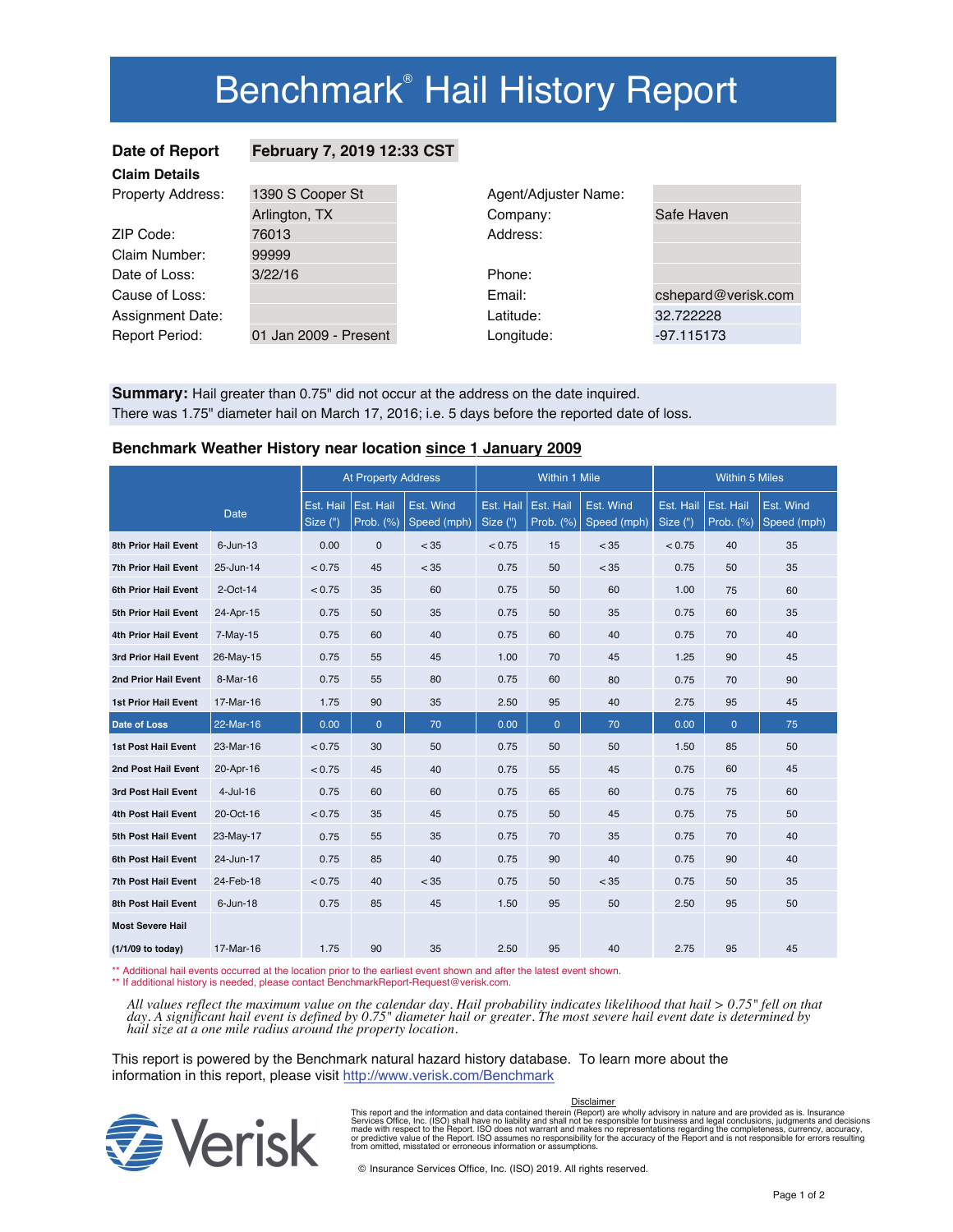# Benchmark® Hail History Report

| | | | |
|---|---|---|---|
| **Date of Report** | **February 7, 2019 12:33 CST** | | |
| **Claim Details** | | | |
| Property Address: | 1390 S Cooper St | Agent/Adjuster Name: | |
| | Arlington, TX | Company: | Safe Haven |
| ZIP Code: | 76013 | Address: | |
| Claim Number: | 99999 | | |
| Date of Loss: | 3/22/16 | Phone: | |
| Cause of Loss: | | Email: | cshepard@verisk.com |
| Assignment Date: | | Latitude: | 32.722228 |
| Report Period: | 01 Jan 2009 - Present | Longitude: | -97.115173 |

**Summary:** Hail greater than 0.75" did not occur at the address on the date inquired.
There was 1.75" diameter hail on March 17, 2016; i.e. 5 days before the reported date of loss.

## Benchmark Weather History near location since 1 January 2009

| | Date | At Property Address | | | Within 1 Mile | | | Within 5 Miles | | |
|---|---|---|---|---|---|---|---|---|---|---|
| | | Est. Hail Size (") | Est. Hail Prob. (%) | Est. Wind Speed (mph) | Est. Hail Size (") | Est. Hail Prob. (%) | Est. Wind Speed (mph) | Est. Hail Size (") | Est. Hail Prob. (%) | Est. Wind Speed (mph) |
| **8th Prior Hail Event** | 6-Jun-13 | 0.00 | 0 | < 35 | < 0.75 | 15 | < 35 | < 0.75 | 40 | 35 |
| **7th Prior Hail Event** | 25-Jun-14 | < 0.75 | 45 | < 35 | 0.75 | 50 | < 35 | 0.75 | 50 | 35 |
| **6th Prior Hail Event** | 2-Oct-14 | < 0.75 | 35 | 60 | 0.75 | 50 | 60 | 1.00 | 75 | 60 |
| **5th Prior Hail Event** | 24-Apr-15 | 0.75 | 50 | 35 | 0.75 | 50 | 35 | 0.75 | 60 | 35 |
| **4th Prior Hail Event** | 7-May-15 | 0.75 | 60 | 40 | 0.75 | 60 | 40 | 0.75 | 70 | 40 |
| **3rd Prior Hail Event** | 26-May-15 | 0.75 | 55 | 45 | 1.00 | 70 | 45 | 1.25 | 90 | 45 |
| **2nd Prior Hail Event** | 8-Mar-16 | 0.75 | 55 | 80 | 0.75 | 60 | 80 | 0.75 | 70 | 90 |
| **1st Prior Hail Event** | 17-Mar-16 | 1.75 | 90 | 35 | 2.50 | 95 | 40 | 2.75 | 95 | 45 |
| **Date of Loss** | 22-Mar-16 | 0.00 | 0 | 70 | 0.00 | 0 | 70 | 0.00 | 0 | 75 |
| **1st Post Hail Event** | 23-Mar-16 | < 0.75 | 30 | 50 | 0.75 | 50 | 50 | 1.50 | 85 | 50 |
| **2nd Post Hail Event** | 20-Apr-16 | < 0.75 | 45 | 40 | 0.75 | 55 | 45 | 0.75 | 60 | 45 |
| **3rd Post Hail Event** | 4-Jul-16 | 0.75 | 60 | 60 | 0.75 | 65 | 60 | 0.75 | 75 | 60 |
| **4th Post Hail Event** | 20-Oct-16 | < 0.75 | 35 | 45 | 0.75 | 50 | 45 | 0.75 | 75 | 50 |
| **5th Post Hail Event** | 23-May-17 | 0.75 | 55 | 35 | 0.75 | 70 | 35 | 0.75 | 70 | 40 |
| **6th Post Hail Event** | 24-Jun-17 | 0.75 | 85 | 40 | 0.75 | 90 | 40 | 0.75 | 90 | 40 |
| **7th Post Hail Event** | 24-Feb-18 | < 0.75 | 40 | < 35 | 0.75 | 50 | < 35 | 0.75 | 50 | 35 |
| **8th Post Hail Event** | 6-Jun-18 | 0.75 | 85 | 45 | 1.50 | 95 | 50 | 2.50 | 95 | 50 |
| **Most Severe Hail (1/1/09 to today)** | 17-Mar-16 | 1.75 | 90 | 35 | 2.50 | 95 | 40 | 2.75 | 95 | 45 |

** Additional hail events occurred at the location prior to the earliest event shown and after the latest event shown.
** If additional history is needed, please contact BenchmarkReport-Request@verisk.com.

*All values reflect the maximum value on the calendar day. Hail probability indicates likelihood that hail > 0.75" fell on that day. A significant hail event is defined by 0.75" diameter hail or greater. The most severe hail event date is determined by hail size at a one mile radius around the property location.*

This report is powered by the Benchmark natural hazard history database. To learn more about the information in this report, please visit http://www.verisk.com/Benchmark

Verisk

Disclaimer

This report and the information and data contained therein (Report) are wholly advisory in nature and are provided as is. Insurance Services Office, Inc. (ISO) shall have no liability and shall not be responsible for business and legal conclusions, judgments and decisions made with respect to the Report. ISO does not warrant and makes no representations regarding the completeness, currency, accuracy, or predictive value of the Report. ISO assumes no responsibility for the accuracy of the Report and is not responsible for errors resulting from omitted, misstated or erroneous information or assumptions.

© Insurance Services Office, Inc. (ISO) 2019. All rights reserved.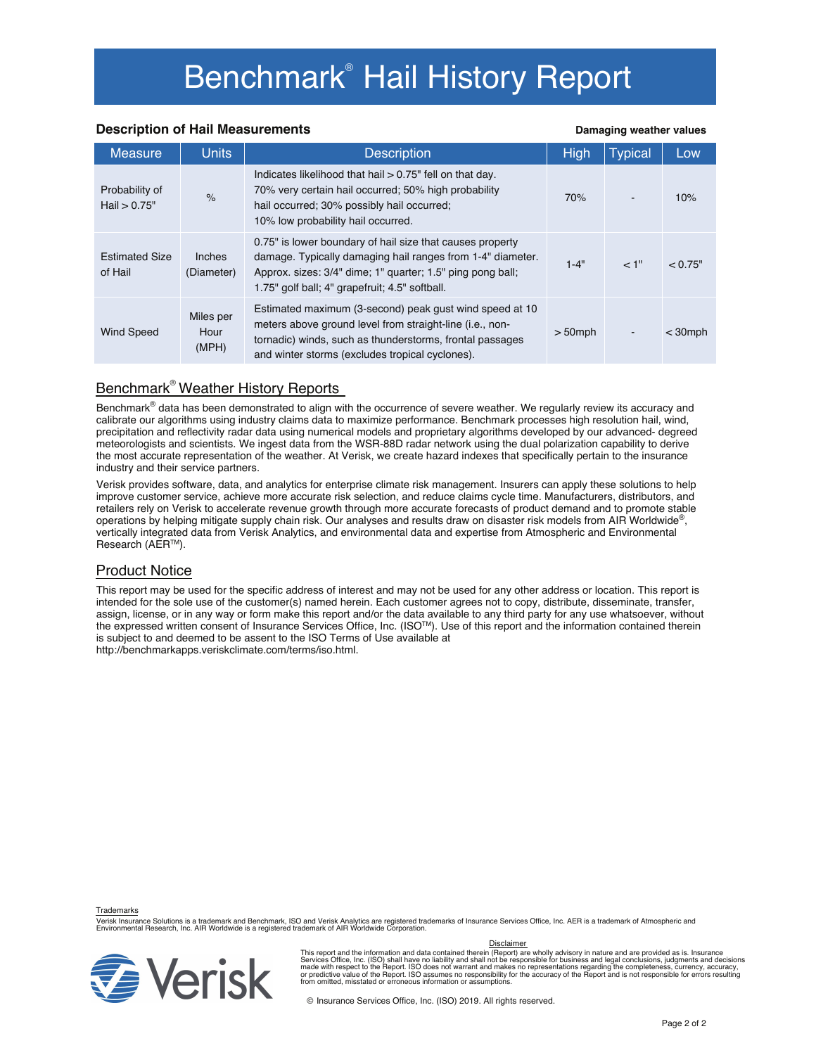# Benchmark® Hail History Report

## Description of Hail Measurements

**Damaging weather values**

| Measure | Units | Description | High | Typical | Low |
|---|---|---|---|---|---|
| Probability of Hail > 0.75" | % | Indicates likelihood that hail > 0.75" fell on that day. 70% very certain hail occurred; 50% high probability hail occurred; 30% possibly hail occurred; 10% low probability hail occurred. | 70% | - | 10% |
| Estimated Size of Hail | Inches (Diameter) | 0.75" is lower boundary of hail size that causes property damage. Typically damaging hail ranges from 1-4" diameter. Approx. sizes: 3/4" dime; 1" quarter; 1.5" ping pong ball; 1.75" golf ball; 4" grapefruit; 4.5" softball. | 1-4" | < 1" | < 0.75" |
| Wind Speed | Miles per Hour (MPH) | Estimated maximum (3-second) peak gust wind speed at 10 meters above ground level from straight-line (i.e., non-tornadic) winds, such as thunderstorms, frontal passages and winter storms (excludes tropical cyclones). | > 50mph | - | < 30mph |

## Benchmark® Weather History Reports

Benchmark® data has been demonstrated to align with the occurrence of severe weather. We regularly review its accuracy and calibrate our algorithms using industry claims data to maximize performance. Benchmark processes high resolution hail, wind, precipitation and reflectivity radar data using numerical models and proprietary algorithms developed by our advanced- degreed meteorologists and scientists. We ingest data from the WSR-88D radar network using the dual polarization capability to derive the most accurate representation of the weather. At Verisk, we create hazard indexes that specifically pertain to the insurance industry and their service partners.

Verisk provides software, data, and analytics for enterprise climate risk management. Insurers can apply these solutions to help improve customer service, achieve more accurate risk selection, and reduce claims cycle time. Manufacturers, distributors, and retailers rely on Verisk to accelerate revenue growth through more accurate forecasts of product demand and to promote stable operations by helping mitigate supply chain risk. Our analyses and results draw on disaster risk models from AIR Worldwide®, vertically integrated data from Verisk Analytics, and environmental data and expertise from Atmospheric and Environmental Research (AER™).

## Product Notice

This report may be used for the specific address of interest and may not be used for any other address or location. This report is intended for the sole use of the customer(s) named herein. Each customer agrees not to copy, distribute, disseminate, transfer, assign, license, or in any way or form make this report and/or the data available to any third party for any use whatsoever, without the expressed written consent of Insurance Services Office, Inc. (ISO™). Use of this report and the information contained therein is subject to and deemed to be assent to the ISO Terms of Use available at http://benchmarkapps.veriskclimate.com/terms/iso.html.

Trademarks

Verisk Insurance Solutions is a trademark and Benchmark, ISO and Verisk Analytics are registered trademarks of Insurance Services Office, Inc. AER is a trademark of Atmospheric and Environmental Research, Inc. AIR Worldwide is a registered trademark of AIR Worldwide Corporation.

Verisk

Disclaimer

This report and the information and data contained therein (Report) are wholly advisory in nature and are provided as is. Insurance Services Office, Inc. (ISO) shall have no liability and shall not be responsible for business and legal conclusions, judgments and decisions made with respect to the Report. ISO does not warrant and makes no representations regarding the completeness, currency, accuracy, or predictive value of the Report. ISO assumes no responsibility for the accuracy of the Report and is not responsible for errors resulting from omitted, misstated or erroneous information or assumptions.

© Insurance Services Office, Inc. (ISO) 2019. All rights reserved.